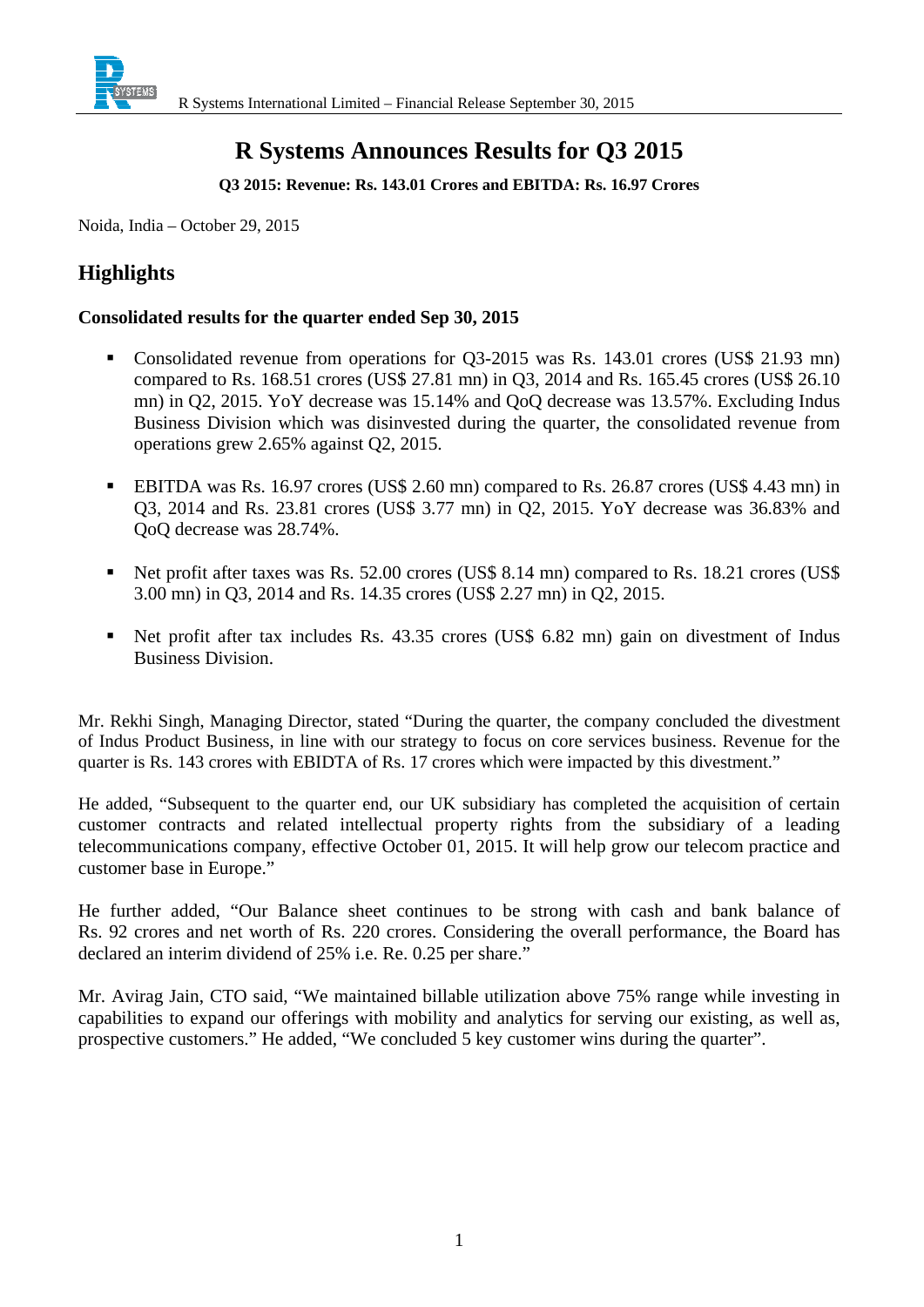# R Systems Announces Results for Q3 2015

**Q3 2015: Revenue: Rs. 143.01 Crores and EBITDA: Rs. 16.97 Crores**

Noida, India – October 29, 2015

## Highlights

### Consolidated results for the quarter ended Sep 30, 2015

- Consolidated revenue from operations for Q3-2015 was Rs. 143.01 crores (US$ 21.93 mn) compared to Rs. 168.51 crores (US$ 27.81 mn) in Q3, 2014 and Rs. 165.45 crores (US$ 26.10 mn) in Q2, 2015. YoY decrease was 15.14% and QoQ decrease was 13.57%. Excluding Indus Business Division which was disinvested during the quarter, the consolidated revenue from operations grew 2.65% against Q2, 2015.

- EBITDA was Rs. 16.97 crores (US$ 2.60 mn) compared to Rs. 26.87 crores (US$ 4.43 mn) in Q3, 2014 and Rs. 23.81 crores (US$ 3.77 mn) in Q2, 2015. YoY decrease was 36.83% and QoQ decrease was 28.74%.

- Net profit after taxes was Rs. 52.00 crores (US$ 8.14 mn) compared to Rs. 18.21 crores (US$ 3.00 mn) in Q3, 2014 and Rs. 14.35 crores (US$ 2.27 mn) in Q2, 2015.

- Net profit after tax includes Rs. 43.35 crores (US$ 6.82 mn) gain on divestment of Indus Business Division.

Mr. Rekhi Singh, Managing Director, stated "During the quarter, the company concluded the divestment of Indus Product Business, in line with our strategy to focus on core services business. Revenue for the quarter is Rs. 143 crores with EBIDTA of Rs. 17 crores which were impacted by this divestment."

He added, "Subsequent to the quarter end, our UK subsidiary has completed the acquisition of certain customer contracts and related intellectual property rights from the subsidiary of a leading telecommunications company, effective October 01, 2015. It will help grow our telecom practice and customer base in Europe."

He further added, "Our Balance sheet continues to be strong with cash and bank balance of Rs. 92 crores and net worth of Rs. 220 crores. Considering the overall performance, the Board has declared an interim dividend of 25% i.e. Re. 0.25 per share."

Mr. Avirag Jain, CTO said, "We maintained billable utilization above 75% range while investing in capabilities to expand our offerings with mobility and analytics for serving our existing, as well as, prospective customers." He added, "We concluded 5 key customer wins during the quarter".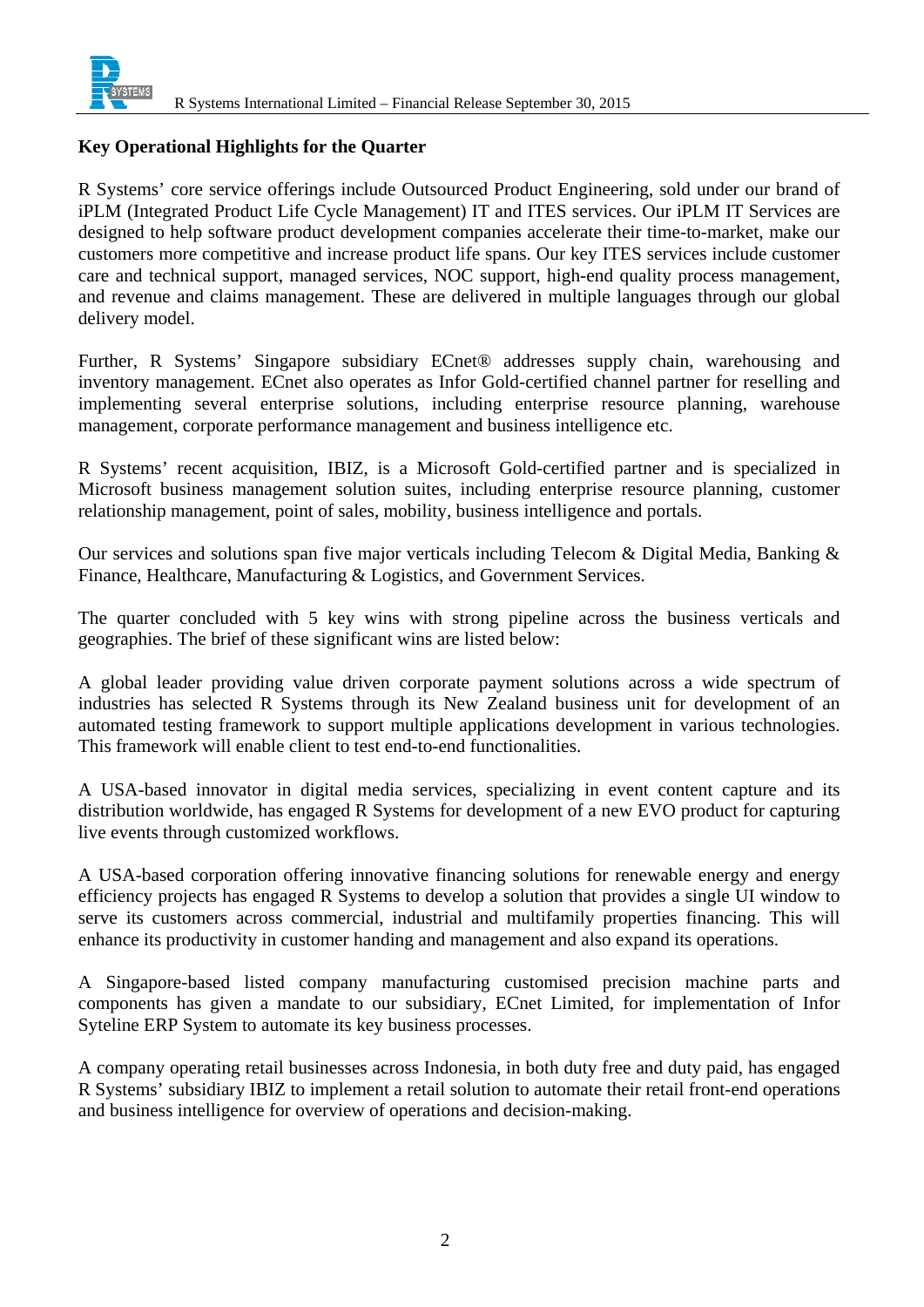## Key Operational Highlights for the Quarter

R Systems' core service offerings include Outsourced Product Engineering, sold under our brand of iPLM (Integrated Product Life Cycle Management) IT and ITES services. Our iPLM IT Services are designed to help software product development companies accelerate their time-to-market, make our customers more competitive and increase product life spans. Our key ITES services include customer care and technical support, managed services, NOC support, high-end quality process management, and revenue and claims management. These are delivered in multiple languages through our global delivery model.

Further, R Systems' Singapore subsidiary ECnet® addresses supply chain, warehousing and inventory management. ECnet also operates as Infor Gold-certified channel partner for reselling and implementing several enterprise solutions, including enterprise resource planning, warehouse management, corporate performance management and business intelligence etc.

R Systems' recent acquisition, IBIZ, is a Microsoft Gold-certified partner and is specialized in Microsoft business management solution suites, including enterprise resource planning, customer relationship management, point of sales, mobility, business intelligence and portals.

Our services and solutions span five major verticals including Telecom & Digital Media, Banking & Finance, Healthcare, Manufacturing & Logistics, and Government Services.

The quarter concluded with 5 key wins with strong pipeline across the business verticals and geographies. The brief of these significant wins are listed below:

A global leader providing value driven corporate payment solutions across a wide spectrum of industries has selected R Systems through its New Zealand business unit for development of an automated testing framework to support multiple applications development in various technologies. This framework will enable client to test end-to-end functionalities.

A USA-based innovator in digital media services, specializing in event content capture and its distribution worldwide, has engaged R Systems for development of a new EVO product for capturing live events through customized workflows.

A USA-based corporation offering innovative financing solutions for renewable energy and energy efficiency projects has engaged R Systems to develop a solution that provides a single UI window to serve its customers across commercial, industrial and multifamily properties financing. This will enhance its productivity in customer handing and management and also expand its operations.

A Singapore-based listed company manufacturing customised precision machine parts and components has given a mandate to our subsidiary, ECnet Limited, for implementation of Infor Syteline ERP System to automate its key business processes.

A company operating retail businesses across Indonesia, in both duty free and duty paid, has engaged R Systems' subsidiary IBIZ to implement a retail solution to automate their retail front-end operations and business intelligence for overview of operations and decision-making.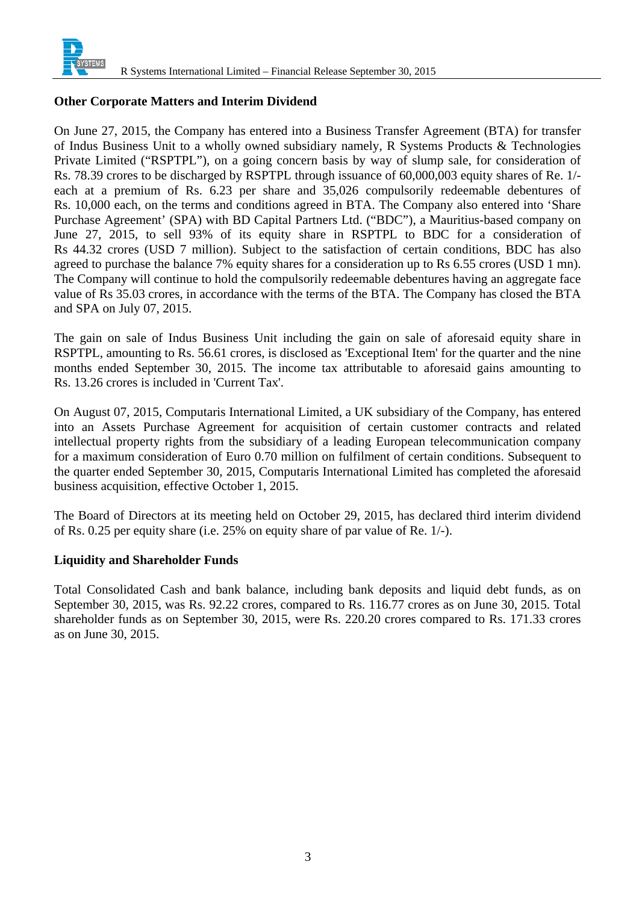## Other Corporate Matters and Interim Dividend

On June 27, 2015, the Company has entered into a Business Transfer Agreement (BTA) for transfer of Indus Business Unit to a wholly owned subsidiary namely, R Systems Products & Technologies Private Limited ("RSPTPL"), on a going concern basis by way of slump sale, for consideration of Rs. 78.39 crores to be discharged by RSPTPL through issuance of 60,000,003 equity shares of Re. 1/- each at a premium of Rs. 6.23 per share and 35,026 compulsorily redeemable debentures of Rs. 10,000 each, on the terms and conditions agreed in BTA. The Company also entered into 'Share Purchase Agreement' (SPA) with BD Capital Partners Ltd. ("BDC"), a Mauritius-based company on June 27, 2015, to sell 93% of its equity share in RSPTPL to BDC for a consideration of Rs 44.32 crores (USD 7 million). Subject to the satisfaction of certain conditions, BDC has also agreed to purchase the balance 7% equity shares for a consideration up to Rs 6.55 crores (USD 1 mn). The Company will continue to hold the compulsorily redeemable debentures having an aggregate face value of Rs 35.03 crores, in accordance with the terms of the BTA. The Company has closed the BTA and SPA on July 07, 2015.

The gain on sale of Indus Business Unit including the gain on sale of aforesaid equity share in RSPTPL, amounting to Rs. 56.61 crores, is disclosed as 'Exceptional Item' for the quarter and the nine months ended September 30, 2015. The income tax attributable to aforesaid gains amounting to Rs. 13.26 crores is included in 'Current Tax'.

On August 07, 2015, Computaris International Limited, a UK subsidiary of the Company, has entered into an Assets Purchase Agreement for acquisition of certain customer contracts and related intellectual property rights from the subsidiary of a leading European telecommunication company for a maximum consideration of Euro 0.70 million on fulfilment of certain conditions. Subsequent to the quarter ended September 30, 2015, Computaris International Limited has completed the aforesaid business acquisition, effective October 1, 2015.

The Board of Directors at its meeting held on October 29, 2015, has declared third interim dividend of Rs. 0.25 per equity share (i.e. 25% on equity share of par value of Re. 1/-).

## Liquidity and Shareholder Funds

Total Consolidated Cash and bank balance, including bank deposits and liquid debt funds, as on September 30, 2015, was Rs. 92.22 crores, compared to Rs. 116.77 crores as on June 30, 2015. Total shareholder funds as on September 30, 2015, were Rs. 220.20 crores compared to Rs. 171.33 crores as on June 30, 2015.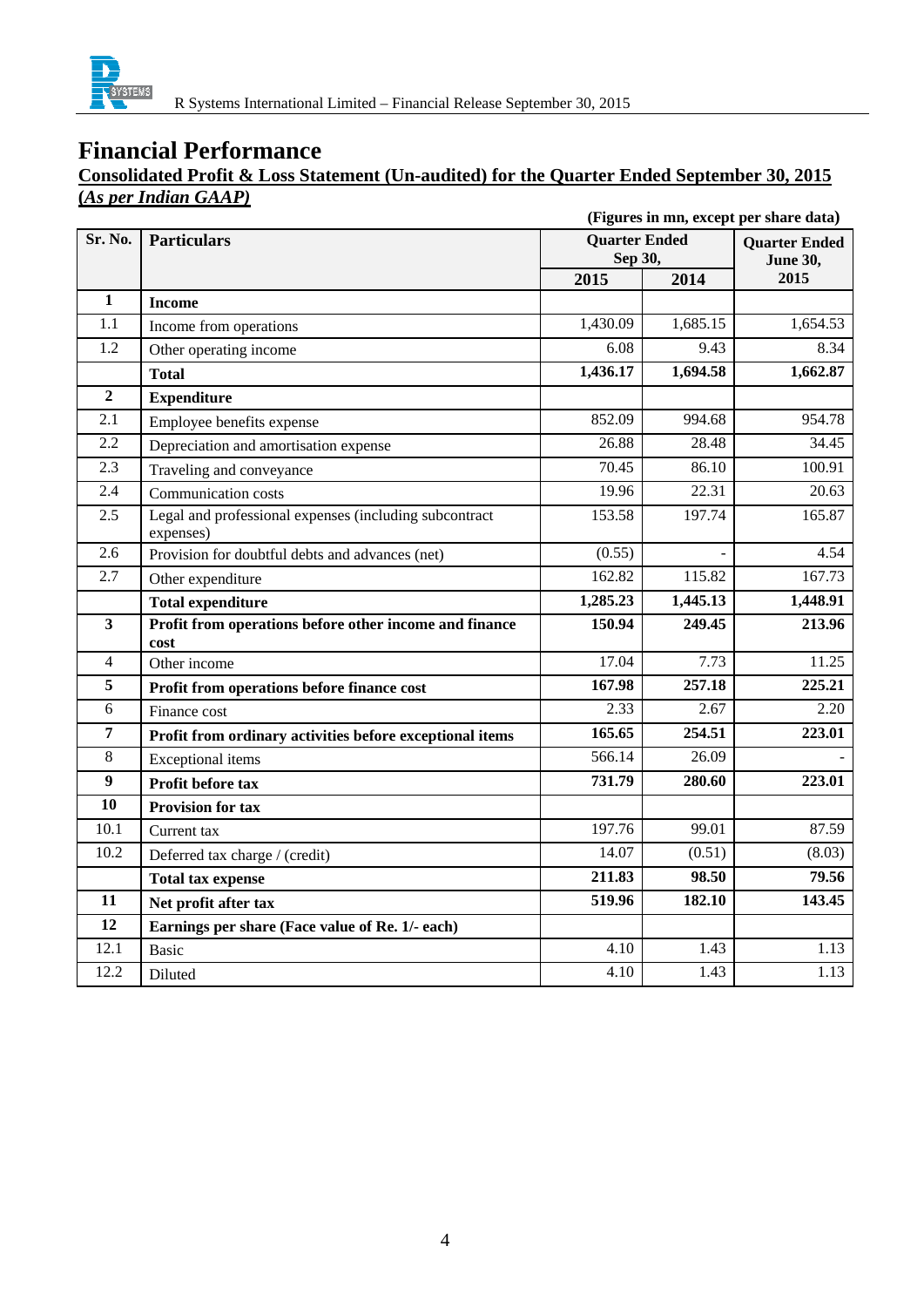# Financial Performance

**Consolidated Profit & Loss Statement (Un-audited) for the Quarter Ended September 30, 2015**
**(*As per Indian GAAP)***

**(Figures in mn, except per share data)**

| Sr. No. | Particulars | Quarter Ended Sep 30, | | Quarter Ended June 30, |
|---|---|---|---|---|
| | | 2015 | 2014 | 2015 |
| **1** | **Income** | | | |
| 1.1 | Income from operations | 1,430.09 | 1,685.15 | 1,654.53 |
| 1.2 | Other operating income | 6.08 | 9.43 | 8.34 |
| | **Total** | **1,436.17** | **1,694.58** | **1,662.87** |
| **2** | **Expenditure** | | | |
| 2.1 | Employee benefits expense | 852.09 | 994.68 | 954.78 |
| 2.2 | Depreciation and amortisation expense | 26.88 | 28.48 | 34.45 |
| 2.3 | Traveling and conveyance | 70.45 | 86.10 | 100.91 |
| 2.4 | Communication costs | 19.96 | 22.31 | 20.63 |
| 2.5 | Legal and professional expenses (including subcontract expenses) | 153.58 | 197.74 | 165.87 |
| 2.6 | Provision for doubtful debts and advances (net) | (0.55) | - | 4.54 |
| 2.7 | Other expenditure | 162.82 | 115.82 | 167.73 |
| | **Total expenditure** | **1,285.23** | **1,445.13** | **1,448.91** |
| **3** | **Profit from operations before other income and finance cost** | **150.94** | **249.45** | **213.96** |
| 4 | Other income | 17.04 | 7.73 | 11.25 |
| **5** | **Profit from operations before finance cost** | **167.98** | **257.18** | **225.21** |
| 6 | Finance cost | 2.33 | 2.67 | 2.20 |
| **7** | **Profit from ordinary activities before exceptional items** | **165.65** | **254.51** | **223.01** |
| 8 | Exceptional items | 566.14 | 26.09 | - |
| **9** | **Profit before tax** | **731.79** | **280.60** | **223.01** |
| **10** | **Provision for tax** | | | |
| 10.1 | Current tax | 197.76 | 99.01 | 87.59 |
| 10.2 | Deferred tax charge / (credit) | 14.07 | (0.51) | (8.03) |
| | **Total tax expense** | **211.83** | **98.50** | **79.56** |
| **11** | **Net profit after tax** | **519.96** | **182.10** | **143.45** |
| **12** | **Earnings per share (Face value of Re. 1/- each)** | | | |
| 12.1 | Basic | 4.10 | 1.43 | 1.13 |
| 12.2 | Diluted | 4.10 | 1.43 | 1.13 |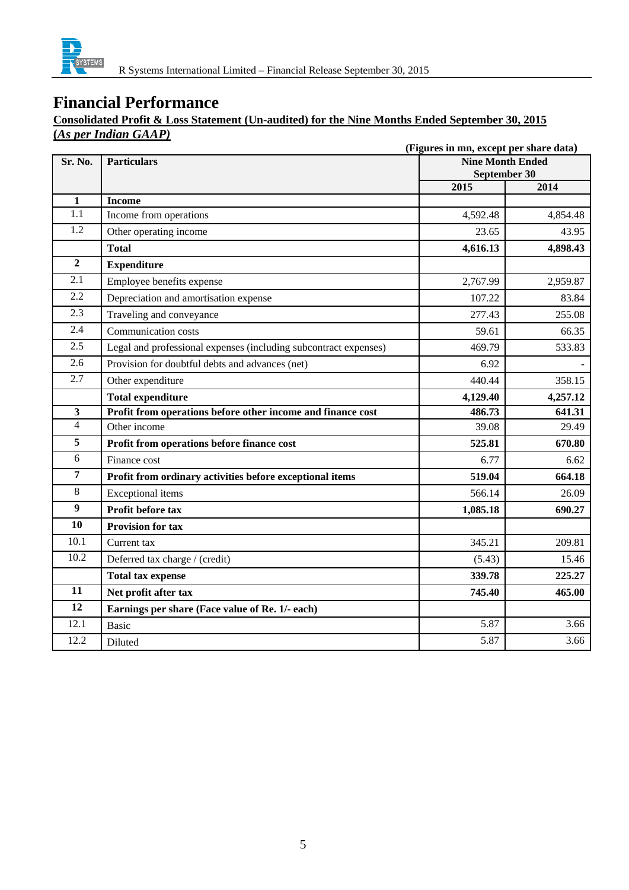# Financial Performance

**Consolidated Profit & Loss Statement (Un-audited) for the Nine Months Ended September 30, 2015**
***(As per Indian GAAP)***

**(Figures in mn, except per share data)**

| Sr. No. | Particulars | Nine Month Ended September 30 | |
|---|---|---|---|
| | | **2015** | **2014** |
| **1** | **Income** | | |
| 1.1 | Income from operations | 4,592.48 | 4,854.48 |
| 1.2 | Other operating income | 23.65 | 43.95 |
| | **Total** | **4,616.13** | **4,898.43** |
| **2** | **Expenditure** | | |
| 2.1 | Employee benefits expense | 2,767.99 | 2,959.87 |
| 2.2 | Depreciation and amortisation expense | 107.22 | 83.84 |
| 2.3 | Traveling and conveyance | 277.43 | 255.08 |
| 2.4 | Communication costs | 59.61 | 66.35 |
| 2.5 | Legal and professional expenses (including subcontract expenses) | 469.79 | 533.83 |
| 2.6 | Provision for doubtful debts and advances (net) | 6.92 | - |
| 2.7 | Other expenditure | 440.44 | 358.15 |
| | **Total expenditure** | **4,129.40** | **4,257.12** |
| **3** | **Profit from operations before other income and finance cost** | **486.73** | **641.31** |
| 4 | Other income | 39.08 | 29.49 |
| **5** | **Profit from operations before finance cost** | **525.81** | **670.80** |
| 6 | Finance cost | 6.77 | 6.62 |
| **7** | **Profit from ordinary activities before exceptional items** | **519.04** | **664.18** |
| 8 | Exceptional items | 566.14 | 26.09 |
| **9** | **Profit before tax** | **1,085.18** | **690.27** |
| **10** | **Provision for tax** | | |
| 10.1 | Current tax | 345.21 | 209.81 |
| 10.2 | Deferred tax charge / (credit) | (5.43) | 15.46 |
| | **Total tax expense** | **339.78** | **225.27** |
| **11** | **Net profit after tax** | **745.40** | **465.00** |
| **12** | **Earnings per share (Face value of Re. 1/- each)** | | |
| 12.1 | Basic | 5.87 | 3.66 |
| 12.2 | Diluted | 5.87 | 3.66 |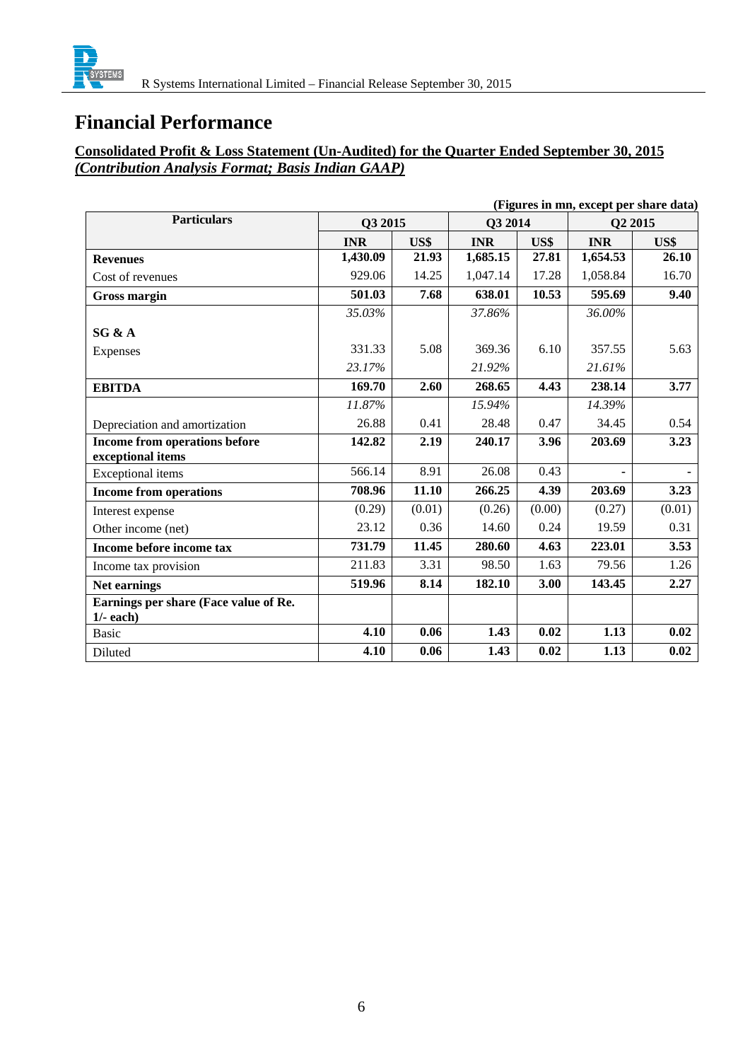# Financial Performance

**Consolidated Profit & Loss Statement (Un-Audited) for the Quarter Ended September 30, 2015**
***(Contribution Analysis Format; Basis Indian GAAP)***

**(Figures in mn, except per share data)**

| Particulars | Q3 2015 | | Q3 2014 | | Q2 2015 | |
|---|---|---|---|---|---|---|
| | **INR** | **US$** | **INR** | **US$** | **INR** | **US$** |
| **Revenues** | **1,430.09** | **21.93** | **1,685.15** | **27.81** | **1,654.53** | **26.10** |
| Cost of revenues | 929.06 | 14.25 | 1,047.14 | 17.28 | 1,058.84 | 16.70 |
| **Gross margin** | **501.03** | **7.68** | **638.01** | **10.53** | **595.69** | **9.40** |
| | *35.03%* | | *37.86%* | | *36.00%* | |
| **SG & A** | | | | | | |
| Expenses | 331.33 | 5.08 | 369.36 | 6.10 | 357.55 | 5.63 |
| | *23.17%* | | *21.92%* | | *21.61%* | |
| **EBITDA** | **169.70** | **2.60** | **268.65** | **4.43** | **238.14** | **3.77** |
| | *11.87%* | | *15.94%* | | *14.39%* | |
| Depreciation and amortization | 26.88 | 0.41 | 28.48 | 0.47 | 34.45 | 0.54 |
| **Income from operations before exceptional items** | **142.82** | **2.19** | **240.17** | **3.96** | **203.69** | **3.23** |
| Exceptional items | 566.14 | 8.91 | 26.08 | 0.43 | - | - |
| **Income from operations** | **708.96** | **11.10** | **266.25** | **4.39** | **203.69** | **3.23** |
| Interest expense | (0.29) | (0.01) | (0.26) | (0.00) | (0.27) | (0.01) |
| Other income (net) | 23.12 | 0.36 | 14.60 | 0.24 | 19.59 | 0.31 |
| **Income before income tax** | **731.79** | **11.45** | **280.60** | **4.63** | **223.01** | **3.53** |
| Income tax provision | 211.83 | 3.31 | 98.50 | 1.63 | 79.56 | 1.26 |
| **Net earnings** | **519.96** | **8.14** | **182.10** | **3.00** | **143.45** | **2.27** |
| **Earnings per share (Face value of Re. 1/- each)** | | | | | | |
| Basic | **4.10** | **0.06** | **1.43** | **0.02** | **1.13** | **0.02** |
| Diluted | **4.10** | **0.06** | **1.43** | **0.02** | **1.13** | **0.02** |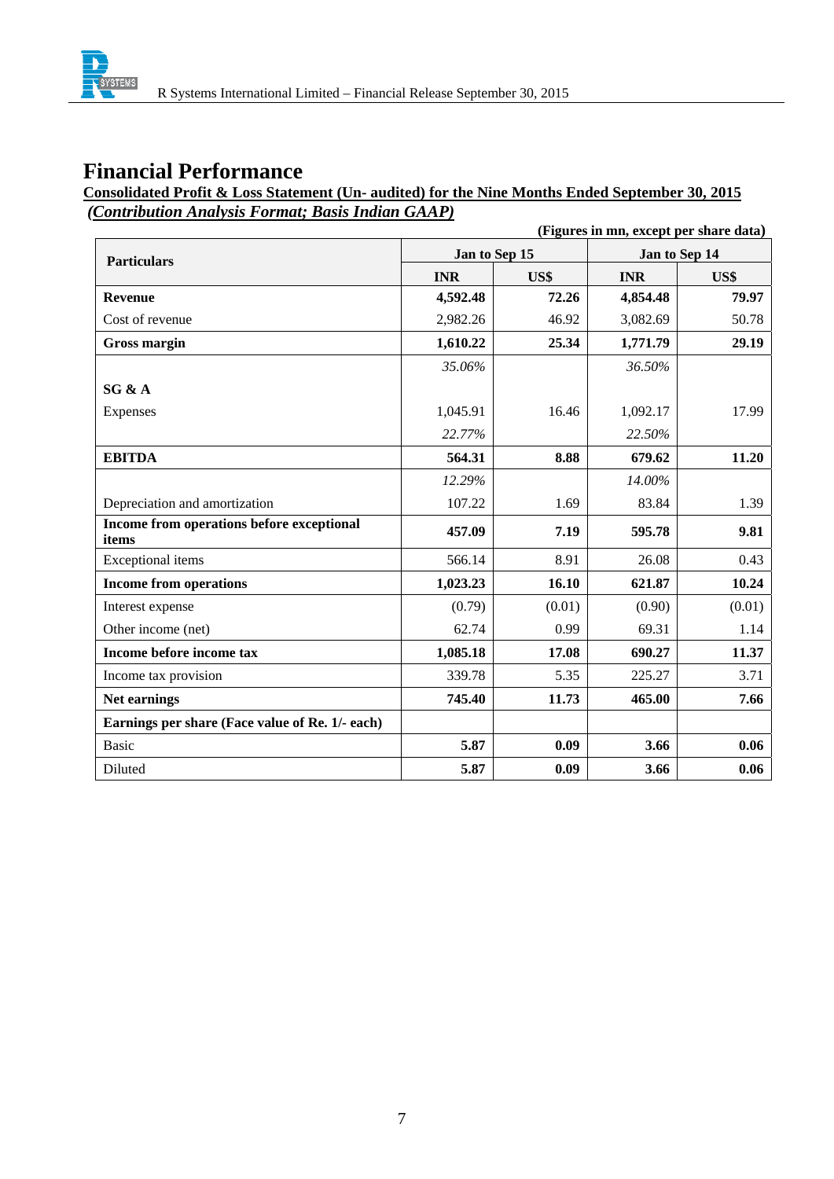# Financial Performance

**Consolidated Profit & Loss Statement (Un- audited) for the Nine Months Ended September 30, 2015**

***(Contribution Analysis Format; Basis Indian GAAP)***

**(Figures in mn, except per share data)**

| Particulars | Jan to Sep 15 | | Jan to Sep 14 | |
|---|---|---|---|---|
| | **INR** | **US$** | **INR** | **US$** |
| **Revenue** | **4,592.48** | **72.26** | **4,854.48** | **79.97** |
| Cost of revenue | 2,982.26 | 46.92 | 3,082.69 | 50.78 |
| **Gross margin** | **1,610.22** | **25.34** | **1,771.79** | **29.19** |
| | *35.06%* | | *36.50%* | |
| **SG & A** | | | | |
| Expenses | 1,045.91 | 16.46 | 1,092.17 | 17.99 |
| | *22.77%* | | *22.50%* | |
| **EBITDA** | **564.31** | **8.88** | **679.62** | **11.20** |
| | *12.29%* | | *14.00%* | |
| Depreciation and amortization | 107.22 | 1.69 | 83.84 | 1.39 |
| **Income from operations before exceptional items** | **457.09** | **7.19** | **595.78** | **9.81** |
| Exceptional items | 566.14 | 8.91 | 26.08 | 0.43 |
| **Income from operations** | **1,023.23** | **16.10** | **621.87** | **10.24** |
| Interest expense | (0.79) | (0.01) | (0.90) | (0.01) |
| Other income (net) | 62.74 | 0.99 | 69.31 | 1.14 |
| **Income before income tax** | **1,085.18** | **17.08** | **690.27** | **11.37** |
| Income tax provision | 339.78 | 5.35 | 225.27 | 3.71 |
| **Net earnings** | **745.40** | **11.73** | **465.00** | **7.66** |
| **Earnings per share (Face value of Re. 1/- each)** | | | | |
| Basic | **5.87** | **0.09** | **3.66** | **0.06** |
| Diluted | **5.87** | **0.09** | **3.66** | **0.06** |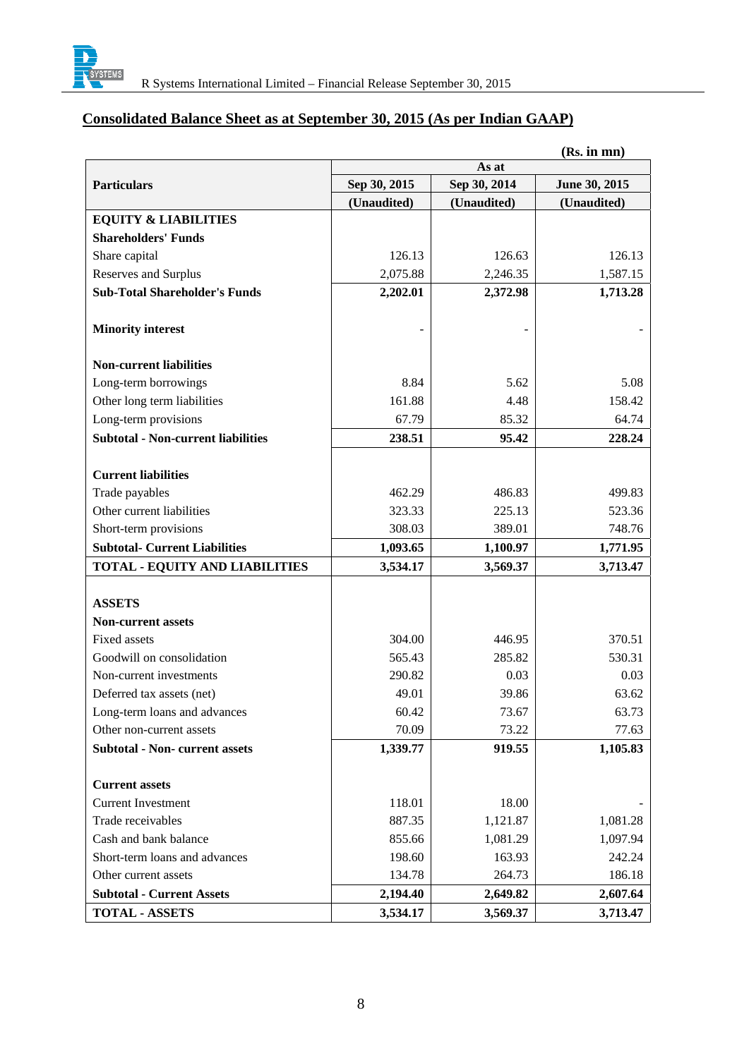## Consolidated Balance Sheet as at September 30, 2015 (As per Indian GAAP)

(Rs. in mn)

| Particulars | As at | | |
|---|---|---|---|
| | Sep 30, 2015 | Sep 30, 2014 | June 30, 2015 |
| | (Unaudited) | (Unaudited) | (Unaudited) |
| **EQUITY & LIABILITIES** | | | |
| **Shareholders' Funds** | | | |
| Share capital | 126.13 | 126.63 | 126.13 |
| Reserves and Surplus | 2,075.88 | 2,246.35 | 1,587.15 |
| **Sub-Total Shareholder's Funds** | **2,202.01** | **2,372.98** | **1,713.28** |
| | | | |
| **Minority interest** | - | - | - |
| | | | |
| **Non-current liabilities** | | | |
| Long-term borrowings | 8.84 | 5.62 | 5.08 |
| Other long term liabilities | 161.88 | 4.48 | 158.42 |
| Long-term provisions | 67.79 | 85.32 | 64.74 |
| **Subtotal - Non-current liabilities** | **238.51** | **95.42** | **228.24** |
| | | | |
| **Current liabilities** | | | |
| Trade payables | 462.29 | 486.83 | 499.83 |
| Other current liabilities | 323.33 | 225.13 | 523.36 |
| Short-term provisions | 308.03 | 389.01 | 748.76 |
| **Subtotal- Current Liabilities** | **1,093.65** | **1,100.97** | **1,771.95** |
| **TOTAL - EQUITY AND LIABILITIES** | **3,534.17** | **3,569.37** | **3,713.47** |
| | | | |
| **ASSETS** | | | |
| **Non-current assets** | | | |
| Fixed assets | 304.00 | 446.95 | 370.51 |
| Goodwill on consolidation | 565.43 | 285.82 | 530.31 |
| Non-current investments | 290.82 | 0.03 | 0.03 |
| Deferred tax assets (net) | 49.01 | 39.86 | 63.62 |
| Long-term loans and advances | 60.42 | 73.67 | 63.73 |
| Other non-current assets | 70.09 | 73.22 | 77.63 |
| **Subtotal - Non- current assets** | **1,339.77** | **919.55** | **1,105.83** |
| | | | |
| **Current assets** | | | |
| Current Investment | 118.01 | 18.00 | - |
| Trade receivables | 887.35 | 1,121.87 | 1,081.28 |
| Cash and bank balance | 855.66 | 1,081.29 | 1,097.94 |
| Short-term loans and advances | 198.60 | 163.93 | 242.24 |
| Other current assets | 134.78 | 264.73 | 186.18 |
| **Subtotal - Current Assets** | **2,194.40** | **2,649.82** | **2,607.64** |
| **TOTAL - ASSETS** | **3,534.17** | **3,569.37** | **3,713.47** |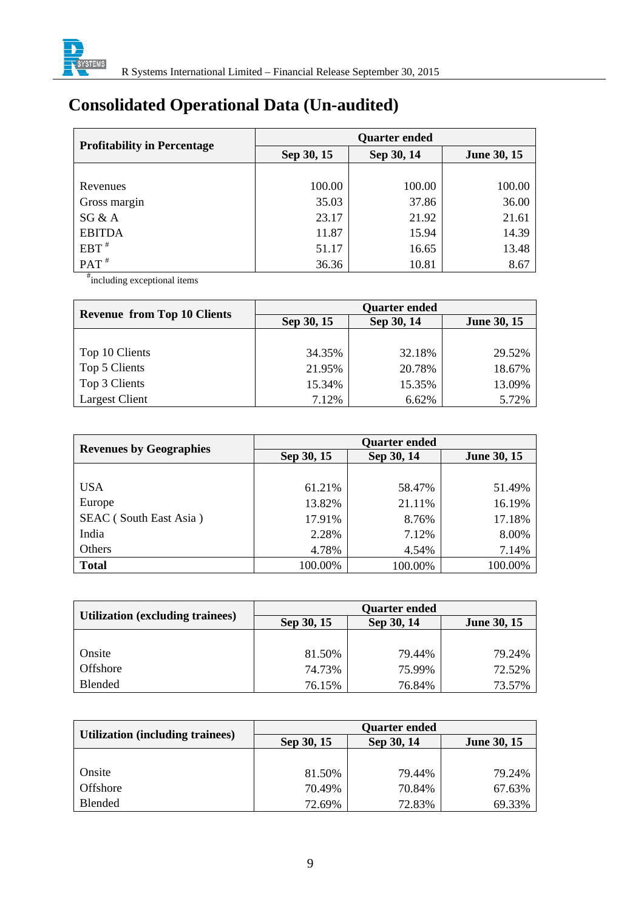# Consolidated Operational Data (Un-audited)

| Profitability in Percentage | Quarter ended | | |
|---|---|---|---|
| | Sep 30, 15 | Sep 30, 14 | June 30, 15 |
| Revenues | 100.00 | 100.00 | 100.00 |
| Gross margin | 35.03 | 37.86 | 36.00 |
| SG & A | 23.17 | 21.92 | 21.61 |
| EBITDA | 11.87 | 15.94 | 14.39 |
| EBT # | 51.17 | 16.65 | 13.48 |
| PAT # | 36.36 | 10.81 | 8.67 |

# including exceptional items

| Revenue from Top 10 Clients | Quarter ended | | |
|---|---|---|---|
| | Sep 30, 15 | Sep 30, 14 | June 30, 15 |
| Top 10 Clients | 34.35% | 32.18% | 29.52% |
| Top 5 Clients | 21.95% | 20.78% | 18.67% |
| Top 3 Clients | 15.34% | 15.35% | 13.09% |
| Largest Client | 7.12% | 6.62% | 5.72% |

| Revenues by Geographies | Quarter ended | | |
|---|---|---|---|
| | Sep 30, 15 | Sep 30, 14 | June 30, 15 |
| USA | 61.21% | 58.47% | 51.49% |
| Europe | 13.82% | 21.11% | 16.19% |
| SEAC ( South East Asia ) | 17.91% | 8.76% | 17.18% |
| India | 2.28% | 7.12% | 8.00% |
| Others | 4.78% | 4.54% | 7.14% |
| **Total** | 100.00% | 100.00% | 100.00% |

| Utilization (excluding trainees) | Quarter ended | | |
|---|---|---|---|
| | Sep 30, 15 | Sep 30, 14 | June 30, 15 |
| Onsite | 81.50% | 79.44% | 79.24% |
| Offshore | 74.73% | 75.99% | 72.52% |
| Blended | 76.15% | 76.84% | 73.57% |

| Utilization (including trainees) | Quarter ended | | |
|---|---|---|---|
| | Sep 30, 15 | Sep 30, 14 | June 30, 15 |
| Onsite | 81.50% | 79.44% | 79.24% |
| Offshore | 70.49% | 70.84% | 67.63% |
| Blended | 72.69% | 72.83% | 69.33% |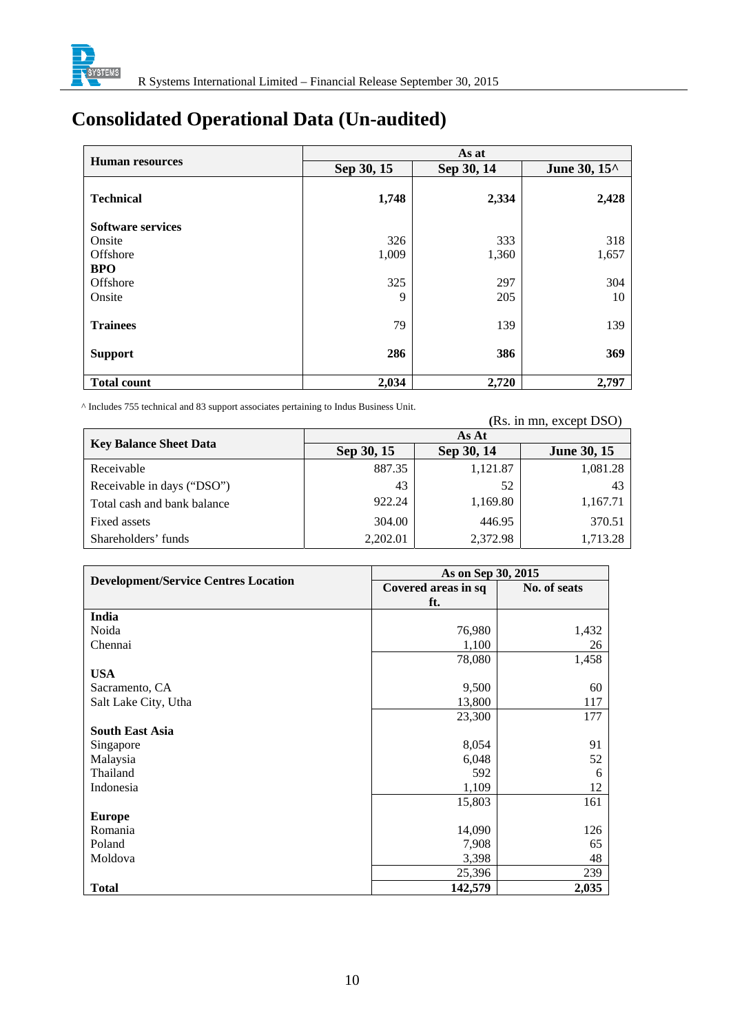# Consolidated Operational Data (Un-audited)

| Human resources | As at | | |
|---|---|---|---|
| | Sep 30, 15 | Sep 30, 14 | June 30, 15^ |
| **Technical** | **1,748** | **2,334** | **2,428** |
| **Software services** | | | |
| Onsite | 326 | 333 | 318 |
| Offshore | 1,009 | 1,360 | 1,657 |
| **BPO** | | | |
| Offshore | 325 | 297 | 304 |
| Onsite | 9 | 205 | 10 |
| **Trainees** | 79 | 139 | 139 |
| **Support** | **286** | **386** | **369** |
| **Total count** | **2,034** | **2,720** | **2,797** |

^ Includes 755 technical and 83 support associates pertaining to Indus Business Unit.

(Rs. in mn, except DSO)

| Key Balance Sheet Data | As At | | |
|---|---|---|---|
| | Sep 30, 15 | Sep 30, 14 | June 30, 15 |
| Receivable | 887.35 | 1,121.87 | 1,081.28 |
| Receivable in days ("DSO") | 43 | 52 | 43 |
| Total cash and bank balance | 922.24 | 1,169.80 | 1,167.71 |
| Fixed assets | 304.00 | 446.95 | 370.51 |
| Shareholders' funds | 2,202.01 | 2,372.98 | 1,713.28 |

| Development/Service Centres Location | As on Sep 30, 2015 | |
|---|---|---|
| | Covered areas in sq ft. | No. of seats |
| **India** | | |
| Noida | 76,980 | 1,432 |
| Chennai | 1,100 | 26 |
| | 78,080 | 1,458 |
| **USA** | | |
| Sacramento, CA | 9,500 | 60 |
| Salt Lake City, Utha | 13,800 | 117 |
| | 23,300 | 177 |
| **South East Asia** | | |
| Singapore | 8,054 | 91 |
| Malaysia | 6,048 | 52 |
| Thailand | 592 | 6 |
| Indonesia | 1,109 | 12 |
| | 15,803 | 161 |
| **Europe** | | |
| Romania | 14,090 | 126 |
| Poland | 7,908 | 65 |
| Moldova | 3,398 | 48 |
| | 25,396 | 239 |
| **Total** | **142,579** | **2,035** |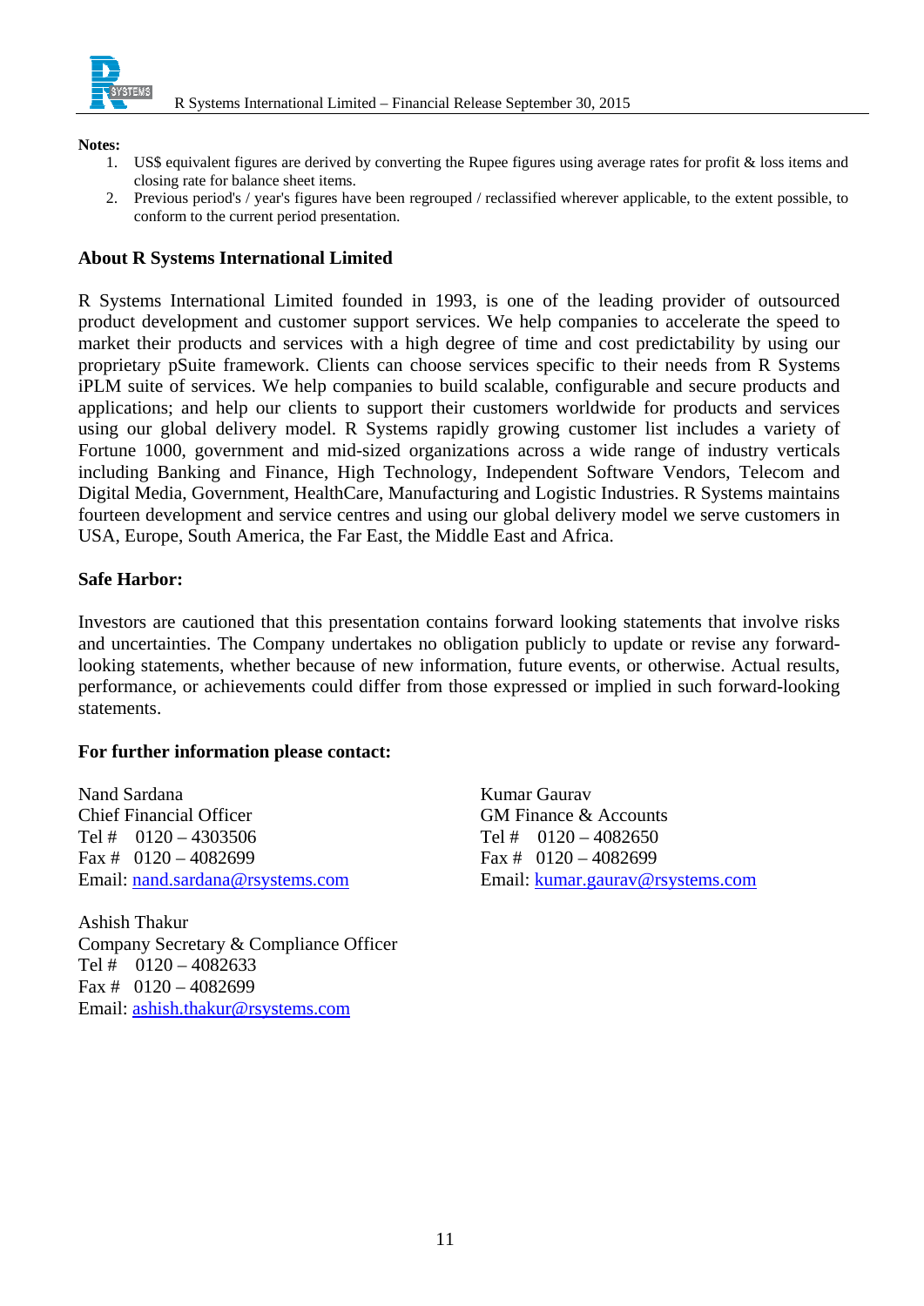**Notes:**

1. US$ equivalent figures are derived by converting the Rupee figures using average rates for profit & loss items and closing rate for balance sheet items.
2. Previous period's / year's figures have been regrouped / reclassified wherever applicable, to the extent possible, to conform to the current period presentation.

**About R Systems International Limited**

R Systems International Limited founded in 1993, is one of the leading provider of outsourced product development and customer support services. We help companies to accelerate the speed to market their products and services with a high degree of time and cost predictability by using our proprietary pSuite framework. Clients can choose services specific to their needs from R Systems iPLM suite of services. We help companies to build scalable, configurable and secure products and applications; and help our clients to support their customers worldwide for products and services using our global delivery model. R Systems rapidly growing customer list includes a variety of Fortune 1000, government and mid-sized organizations across a wide range of industry verticals including Banking and Finance, High Technology, Independent Software Vendors, Telecom and Digital Media, Government, HealthCare, Manufacturing and Logistic Industries. R Systems maintains fourteen development and service centres and using our global delivery model we serve customers in USA, Europe, South America, the Far East, the Middle East and Africa.

**Safe Harbor:**

Investors are cautioned that this presentation contains forward looking statements that involve risks and uncertainties. The Company undertakes no obligation publicly to update or revise any forward-looking statements, whether because of new information, future events, or otherwise. Actual results, performance, or achievements could differ from those expressed or implied in such forward-looking statements.

**For further information please contact:**

Nand Sardana
Chief Financial Officer
Tel # 0120 – 4303506
Fax # 0120 – 4082699
Email: nand.sardana@rsystems.com

Kumar Gaurav
GM Finance & Accounts
Tel # 0120 – 4082650
Fax # 0120 – 4082699
Email: kumar.gaurav@rsystems.com

Ashish Thakur
Company Secretary & Compliance Officer
Tel # 0120 – 4082633
Fax # 0120 – 4082699
Email: ashish.thakur@rsystems.com